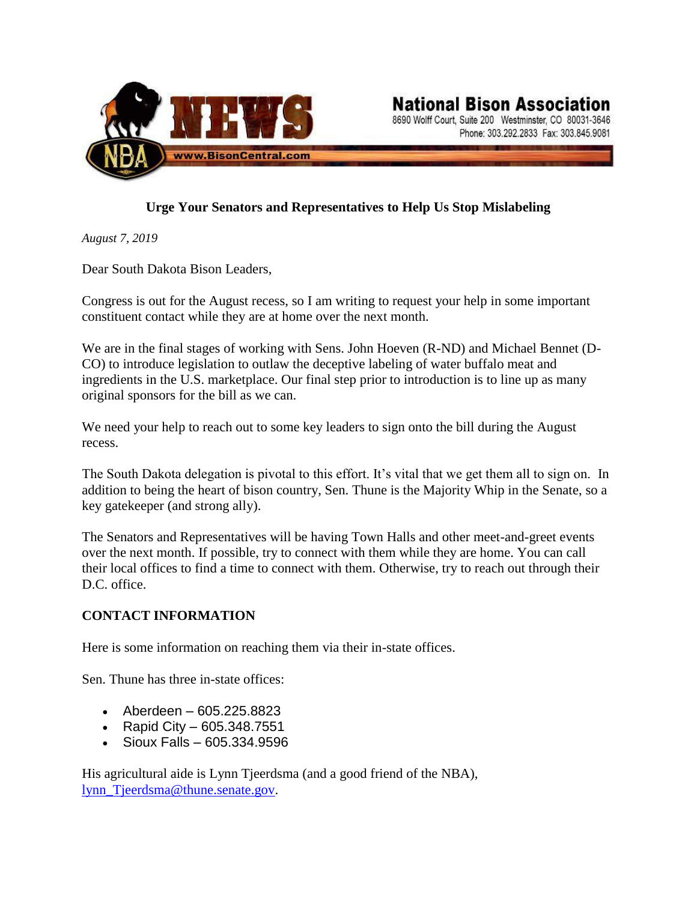**NEWS**

**National Bison Association**
8690 Wolff Court, Suite 200 Westminster, CO 80031-3646
Phone: 303.292.2833 Fax: 303.845.9081

NBA www.BisonCentral.com

## Urge Your Senators and Representatives to Help Us Stop Mislabeling

*August 7, 2019*

Dear South Dakota Bison Leaders,

Congress is out for the August recess, so I am writing to request your help in some important constituent contact while they are at home over the next month.

We are in the final stages of working with Sens. John Hoeven (R-ND) and Michael Bennet (D-CO) to introduce legislation to outlaw the deceptive labeling of water buffalo meat and ingredients in the U.S. marketplace. Our final step prior to introduction is to line up as many original sponsors for the bill as we can.

We need your help to reach out to some key leaders to sign onto the bill during the August recess.

The South Dakota delegation is pivotal to this effort. It's vital that we get them all to sign on. In addition to being the heart of bison country, Sen. Thune is the Majority Whip in the Senate, so a key gatekeeper (and strong ally).

The Senators and Representatives will be having Town Halls and other meet-and-greet events over the next month. If possible, try to connect with them while they are home. You can call their local offices to find a time to connect with them. Otherwise, try to reach out through their D.C. office.

**CONTACT INFORMATION**

Here is some information on reaching them via their in-state offices.

Sen. Thune has three in-state offices:

- Aberdeen – 605.225.8823
- Rapid City – 605.348.7551
- Sioux Falls – 605.334.9596

His agricultural aide is Lynn Tjeerdsma (and a good friend of the NBA), lynn_Tjeerdsma@thune.senate.gov.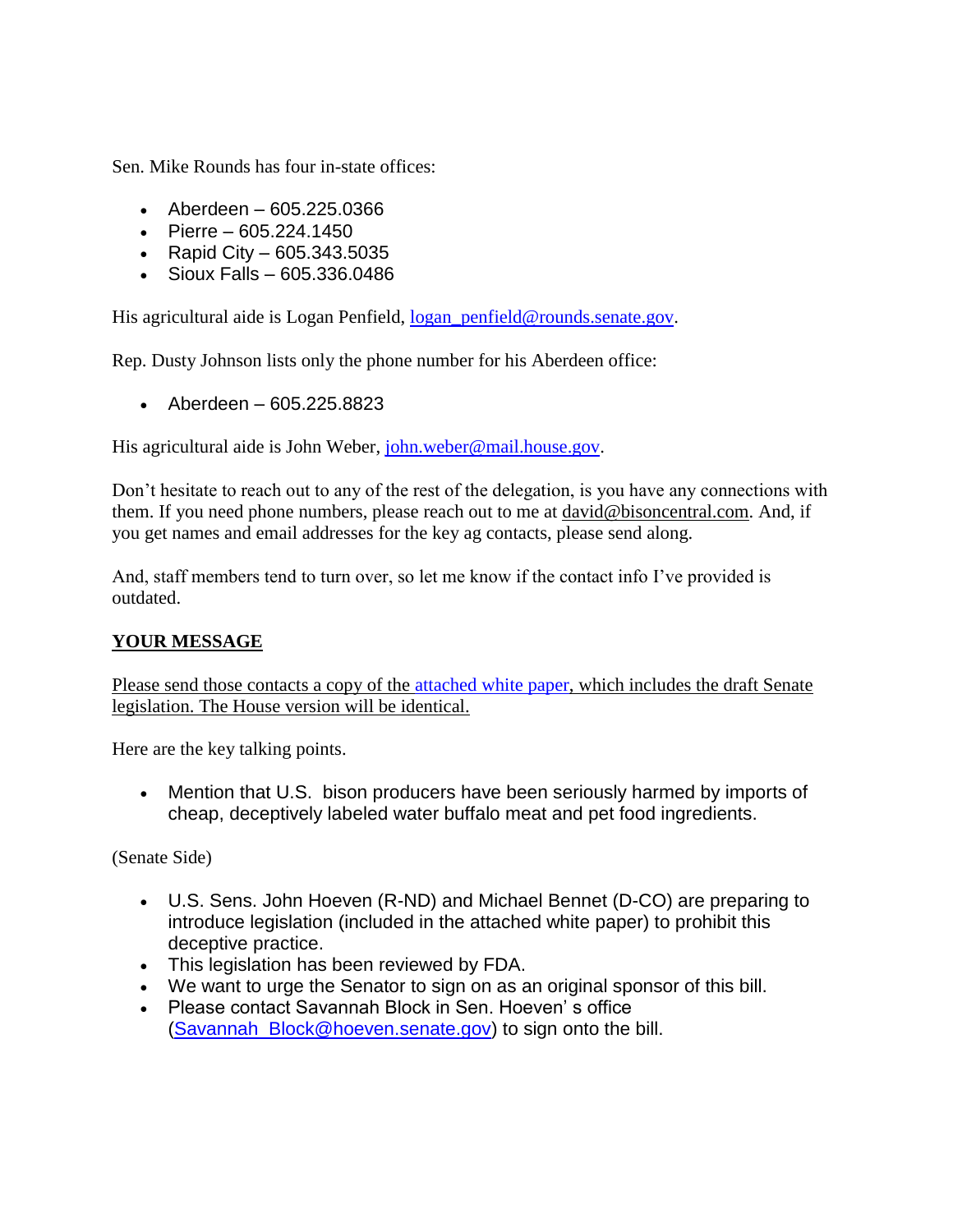Sen. Mike Rounds has four in-state offices:

- Aberdeen – 605.225.0366
- Pierre – 605.224.1450
- Rapid City – 605.343.5035
- Sioux Falls – 605.336.0486

His agricultural aide is Logan Penfield, logan_penfield@rounds.senate.gov.

Rep. Dusty Johnson lists only the phone number for his Aberdeen office:

- Aberdeen – 605.225.8823

His agricultural aide is John Weber, john.weber@mail.house.gov.

Don't hesitate to reach out to any of the rest of the delegation, is you have any connections with them. If you need phone numbers, please reach out to me at david@bisoncentral.com. And, if you get names and email addresses for the key ag contacts, please send along.

And, staff members tend to turn over, so let me know if the contact info I've provided is outdated.

**YOUR MESSAGE**

Please send those contacts a copy of the attached white paper, which includes the draft Senate legislation. The House version will be identical.

Here are the key talking points.

- Mention that U.S. bison producers have been seriously harmed by imports of cheap, deceptively labeled water buffalo meat and pet food ingredients.

(Senate Side)

- U.S. Sens. John Hoeven (R-ND) and Michael Bennet (D-CO) are preparing to introduce legislation (included in the attached white paper) to prohibit this deceptive practice.
- This legislation has been reviewed by FDA.
- We want to urge the Senator to sign on as an original sponsor of this bill.
- Please contact Savannah Block in Sen. Hoeven' s office (Savannah_Block@hoeven.senate.gov) to sign onto the bill.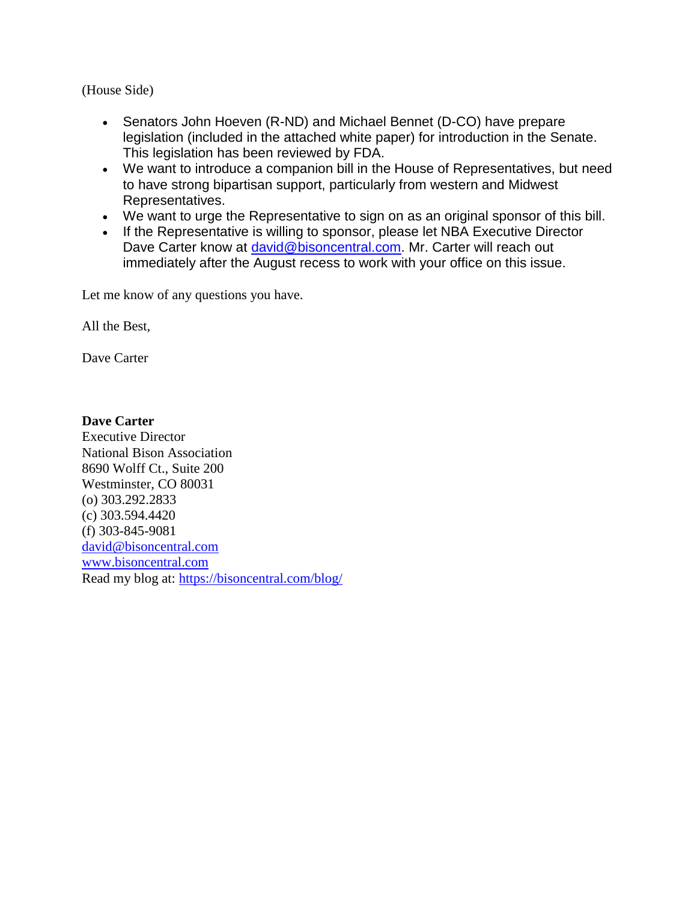(House Side)

- Senators John Hoeven (R-ND) and Michael Bennet (D-CO) have prepare legislation (included in the attached white paper) for introduction in the Senate. This legislation has been reviewed by FDA.
- We want to introduce a companion bill in the House of Representatives, but need to have strong bipartisan support, particularly from western and Midwest Representatives.
- We want to urge the Representative to sign on as an original sponsor of this bill.
- If the Representative is willing to sponsor, please let NBA Executive Director Dave Carter know at david@bisoncentral.com. Mr. Carter will reach out immediately after the August recess to work with your office on this issue.

Let me know of any questions you have.

All the Best,

Dave Carter

**Dave Carter**
Executive Director
National Bison Association
8690 Wolff Ct., Suite 200
Westminster, CO 80031
(o) 303.292.2833
(c) 303.594.4420
(f) 303-845-9081
david@bisoncentral.com
www.bisoncentral.com
Read my blog at: https://bisoncentral.com/blog/